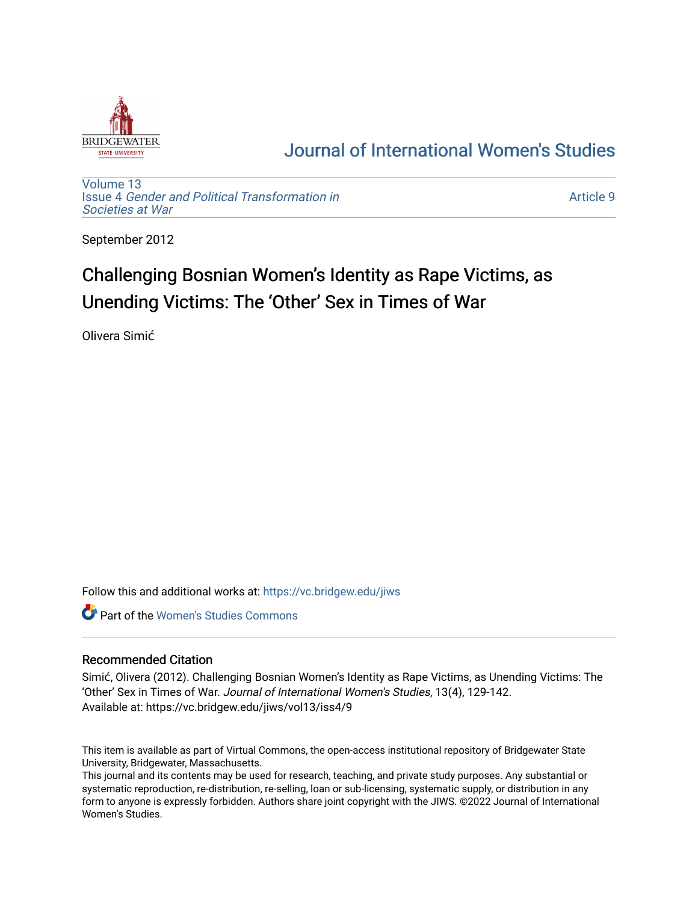# Journal of International Women's Studies

Volume 13
Issue 4 *Gender and Political Transformation in Societies at War*

Article 9

September 2012

## Challenging Bosnian Women's Identity as Rape Victims, as Unending Victims: The 'Other' Sex in Times of War

Olivera Simić

Follow this and additional works at: https://vc.bridgew.edu/jiws

Part of the Women's Studies Commons

### Recommended Citation

Simić, Olivera (2012). Challenging Bosnian Women's Identity as Rape Victims, as Unending Victims: The 'Other' Sex in Times of War. *Journal of International Women's Studies*, 13(4), 129-142.
Available at: https://vc.bridgew.edu/jiws/vol13/iss4/9

This item is available as part of Virtual Commons, the open-access institutional repository of Bridgewater State University, Bridgewater, Massachusetts.
This journal and its contents may be used for research, teaching, and private study purposes. Any substantial or systematic reproduction, re-distribution, re-selling, loan or sub-licensing, systematic supply, or distribution in any form to anyone is expressly forbidden. Authors share joint copyright with the JIWS. ©2022 Journal of International Women's Studies.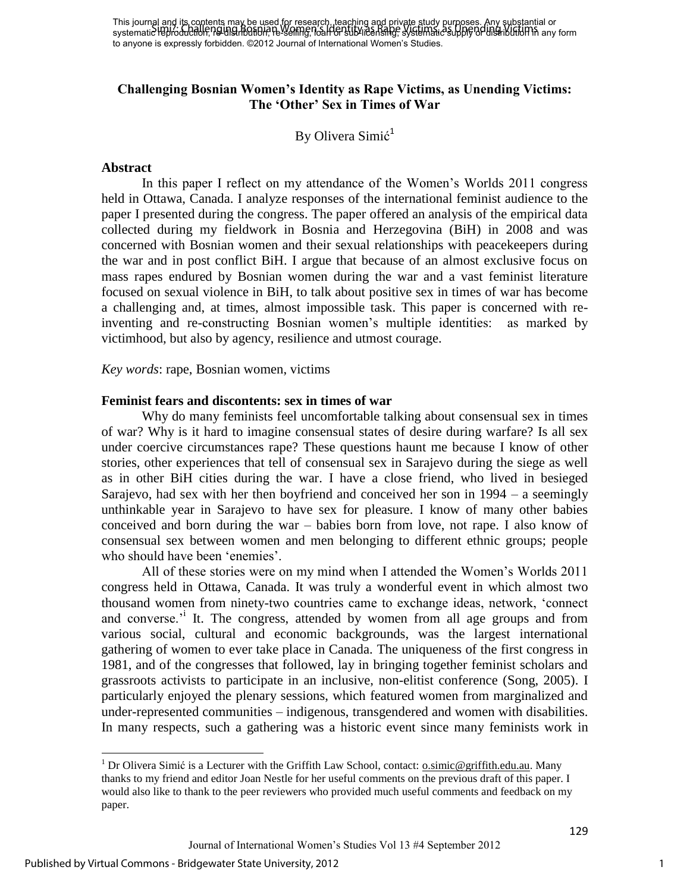# Challenging Bosnian Women's Identity as Rape Victims, as Unending Victims: The 'Other' Sex in Times of War

By Olivera Simić[1]

## Abstract

In this paper I reflect on my attendance of the Women's Worlds 2011 congress held in Ottawa, Canada. I analyze responses of the international feminist audience to the paper I presented during the congress. The paper offered an analysis of the empirical data collected during my fieldwork in Bosnia and Herzegovina (BiH) in 2008 and was concerned with Bosnian women and their sexual relationships with peacekeepers during the war and in post conflict BiH. I argue that because of an almost exclusive focus on mass rapes endured by Bosnian women during the war and a vast feminist literature focused on sexual violence in BiH, to talk about positive sex in times of war has become a challenging and, at times, almost impossible task. This paper is concerned with re-inventing and re-constructing Bosnian women's multiple identities: as marked by victimhood, but also by agency, resilience and utmost courage.

*Key words*: rape, Bosnian women, victims

## Feminist fears and discontents: sex in times of war

Why do many feminists feel uncomfortable talking about consensual sex in times of war? Why is it hard to imagine consensual states of desire during warfare? Is all sex under coercive circumstances rape? These questions haunt me because I know of other stories, other experiences that tell of consensual sex in Sarajevo during the siege as well as in other BiH cities during the war. I have a close friend, who lived in besieged Sarajevo, had sex with her then boyfriend and conceived her son in 1994 – a seemingly unthinkable year in Sarajevo to have sex for pleasure. I know of many other babies conceived and born during the war – babies born from love, not rape. I also know of consensual sex between women and men belonging to different ethnic groups; people who should have been 'enemies'.

All of these stories were on my mind when I attended the Women's Worlds 2011 congress held in Ottawa, Canada. It was truly a wonderful event in which almost two thousand women from ninety-two countries came to exchange ideas, network, 'connect and converse.'[i] It. The congress, attended by women from all age groups and from various social, cultural and economic backgrounds, was the largest international gathering of women to ever take place in Canada. The uniqueness of the first congress in 1981, and of the congresses that followed, lay in bringing together feminist scholars and grassroots activists to participate in an inclusive, non-elitist conference (Song, 2005). I particularly enjoyed the plenary sessions, which featured women from marginalized and under-represented communities – indigenous, transgendered and women with disabilities. In many respects, such a gathering was a historic event since many feminists work in

---

[1] Dr Olivera Simić is a Lecturer with the Griffith Law School, contact: o.simic@griffith.edu.au. Many thanks to my friend and editor Joan Nestle for her useful comments on the previous draft of this paper. I would also like to thank to the peer reviewers who provided much useful comments and feedback on my paper.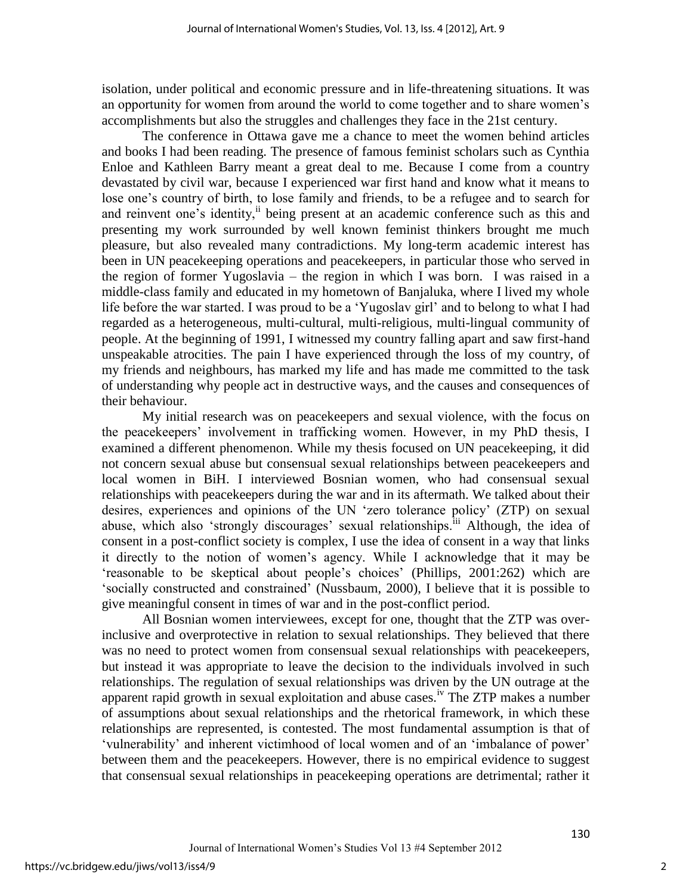isolation, under political and economic pressure and in life-threatening situations. It was an opportunity for women from around the world to come together and to share women's accomplishments but also the struggles and challenges they face in the 21st century.

The conference in Ottawa gave me a chance to meet the women behind articles and books I had been reading. The presence of famous feminist scholars such as Cynthia Enloe and Kathleen Barry meant a great deal to me. Because I come from a country devastated by civil war, because I experienced war first hand and know what it means to lose one's country of birth, to lose family and friends, to be a refugee and to search for and reinvent one's identity,[ii] being present at an academic conference such as this and presenting my work surrounded by well known feminist thinkers brought me much pleasure, but also revealed many contradictions. My long-term academic interest has been in UN peacekeeping operations and peacekeepers, in particular those who served in the region of former Yugoslavia – the region in which I was born. I was raised in a middle-class family and educated in my hometown of Banjaluka, where I lived my whole life before the war started. I was proud to be a 'Yugoslav girl' and to belong to what I had regarded as a heterogeneous, multi-cultural, multi-religious, multi-lingual community of people. At the beginning of 1991, I witnessed my country falling apart and saw first-hand unspeakable atrocities. The pain I have experienced through the loss of my country, of my friends and neighbours, has marked my life and has made me committed to the task of understanding why people act in destructive ways, and the causes and consequences of their behaviour.

My initial research was on peacekeepers and sexual violence, with the focus on the peacekeepers' involvement in trafficking women. However, in my PhD thesis, I examined a different phenomenon. While my thesis focused on UN peacekeeping, it did not concern sexual abuse but consensual sexual relationships between peacekeepers and local women in BiH. I interviewed Bosnian women, who had consensual sexual relationships with peacekeepers during the war and in its aftermath. We talked about their desires, experiences and opinions of the UN 'zero tolerance policy' (ZTP) on sexual abuse, which also 'strongly discourages' sexual relationships.[iii] Although, the idea of consent in a post-conflict society is complex, I use the idea of consent in a way that links it directly to the notion of women's agency. While I acknowledge that it may be 'reasonable to be skeptical about people's choices' (Phillips, 2001:262) which are 'socially constructed and constrained' (Nussbaum, 2000), I believe that it is possible to give meaningful consent in times of war and in the post-conflict period.

All Bosnian women interviewees, except for one, thought that the ZTP was over-inclusive and overprotective in relation to sexual relationships. They believed that there was no need to protect women from consensual sexual relationships with peacekeepers, but instead it was appropriate to leave the decision to the individuals involved in such relationships. The regulation of sexual relationships was driven by the UN outrage at the apparent rapid growth in sexual exploitation and abuse cases.[iv] The ZTP makes a number of assumptions about sexual relationships and the rhetorical framework, in which these relationships are represented, is contested. The most fundamental assumption is that of 'vulnerability' and inherent victimhood of local women and of an 'imbalance of power' between them and the peacekeepers. However, there is no empirical evidence to suggest that consensual sexual relationships in peacekeeping operations are detrimental; rather it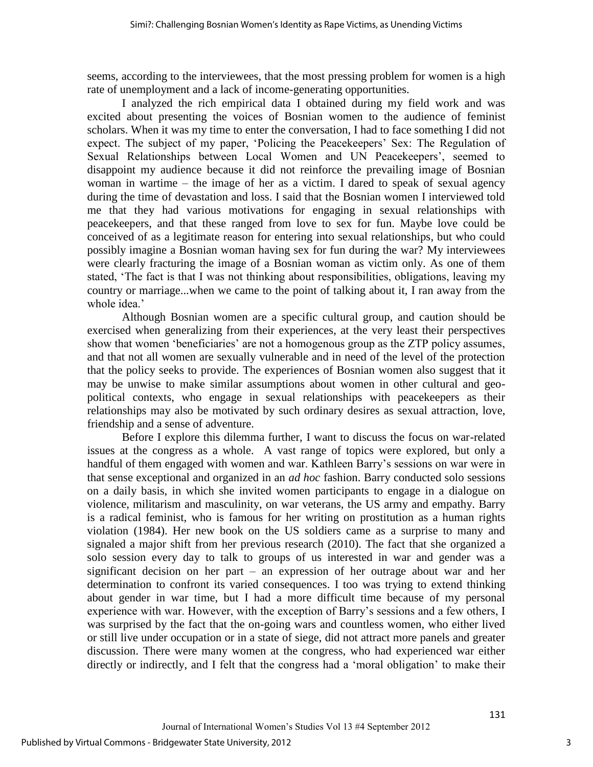seems, according to the interviewees, that the most pressing problem for women is a high rate of unemployment and a lack of income-generating opportunities.

I analyzed the rich empirical data I obtained during my field work and was excited about presenting the voices of Bosnian women to the audience of feminist scholars. When it was my time to enter the conversation, I had to face something I did not expect. The subject of my paper, 'Policing the Peacekeepers' Sex: The Regulation of Sexual Relationships between Local Women and UN Peacekeepers', seemed to disappoint my audience because it did not reinforce the prevailing image of Bosnian woman in wartime – the image of her as a victim. I dared to speak of sexual agency during the time of devastation and loss. I said that the Bosnian women I interviewed told me that they had various motivations for engaging in sexual relationships with peacekeepers, and that these ranged from love to sex for fun. Maybe love could be conceived of as a legitimate reason for entering into sexual relationships, but who could possibly imagine a Bosnian woman having sex for fun during the war? My interviewees were clearly fracturing the image of a Bosnian woman as victim only. As one of them stated, 'The fact is that I was not thinking about responsibilities, obligations, leaving my country or marriage...when we came to the point of talking about it, I ran away from the whole idea.'

Although Bosnian women are a specific cultural group, and caution should be exercised when generalizing from their experiences, at the very least their perspectives show that women 'beneficiaries' are not a homogenous group as the ZTP policy assumes, and that not all women are sexually vulnerable and in need of the level of the protection that the policy seeks to provide. The experiences of Bosnian women also suggest that it may be unwise to make similar assumptions about women in other cultural and geo-political contexts, who engage in sexual relationships with peacekeepers as their relationships may also be motivated by such ordinary desires as sexual attraction, love, friendship and a sense of adventure.

Before I explore this dilemma further, I want to discuss the focus on war-related issues at the congress as a whole. A vast range of topics were explored, but only a handful of them engaged with women and war. Kathleen Barry's sessions on war were in that sense exceptional and organized in an *ad hoc* fashion. Barry conducted solo sessions on a daily basis, in which she invited women participants to engage in a dialogue on violence, militarism and masculinity, on war veterans, the US army and empathy. Barry is a radical feminist, who is famous for her writing on prostitution as a human rights violation (1984). Her new book on the US soldiers came as a surprise to many and signaled a major shift from her previous research (2010). The fact that she organized a solo session every day to talk to groups of us interested in war and gender was a significant decision on her part – an expression of her outrage about war and her determination to confront its varied consequences. I too was trying to extend thinking about gender in war time, but I had a more difficult time because of my personal experience with war. However, with the exception of Barry's sessions and a few others, I was surprised by the fact that the on-going wars and countless women, who either lived or still live under occupation or in a state of siege, did not attract more panels and greater discussion. There were many women at the congress, who had experienced war either directly or indirectly, and I felt that the congress had a 'moral obligation' to make their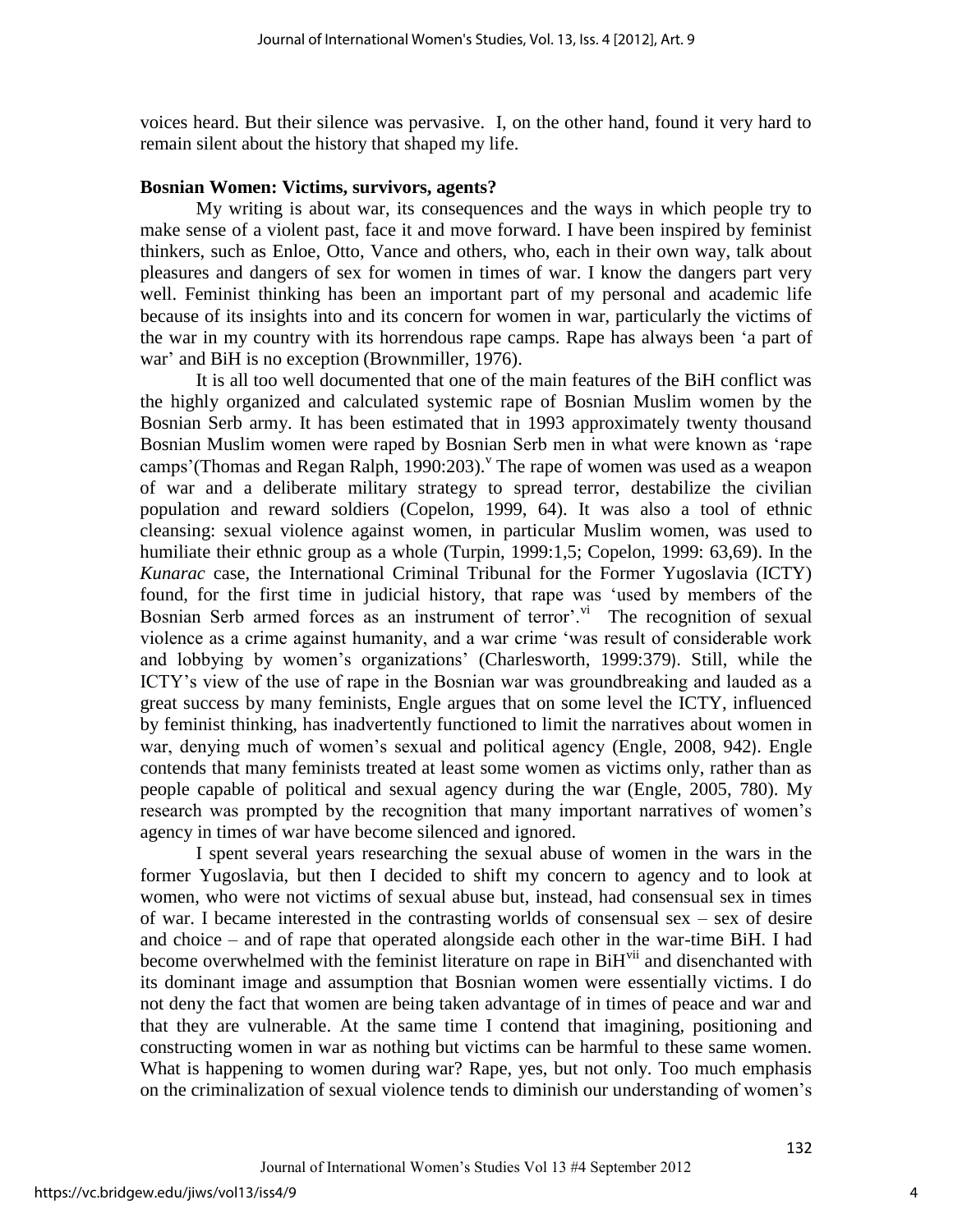voices heard. But their silence was pervasive. I, on the other hand, found it very hard to remain silent about the history that shaped my life.

**Bosnian Women: Victims, survivors, agents?**

My writing is about war, its consequences and the ways in which people try to make sense of a violent past, face it and move forward. I have been inspired by feminist thinkers, such as Enloe, Otto, Vance and others, who, each in their own way, talk about pleasures and dangers of sex for women in times of war. I know the dangers part very well. Feminist thinking has been an important part of my personal and academic life because of its insights into and its concern for women in war, particularly the victims of the war in my country with its horrendous rape camps. Rape has always been 'a part of war' and BiH is no exception (Brownmiller, 1976).

It is all too well documented that one of the main features of the BiH conflict was the highly organized and calculated systemic rape of Bosnian Muslim women by the Bosnian Serb army. It has been estimated that in 1993 approximately twenty thousand Bosnian Muslim women were raped by Bosnian Serb men in what were known as 'rape camps'(Thomas and Regan Ralph, 1990:203).[v] The rape of women was used as a weapon of war and a deliberate military strategy to spread terror, destabilize the civilian population and reward soldiers (Copelon, 1999, 64). It was also a tool of ethnic cleansing: sexual violence against women, in particular Muslim women, was used to humiliate their ethnic group as a whole (Turpin, 1999:1,5; Copelon, 1999: 63,69). In the *Kunarac* case, the International Criminal Tribunal for the Former Yugoslavia (ICTY) found, for the first time in judicial history, that rape was 'used by members of the Bosnian Serb armed forces as an instrument of terror'.[vi] The recognition of sexual violence as a crime against humanity, and a war crime 'was result of considerable work and lobbying by women's organizations' (Charlesworth, 1999:379). Still, while the ICTY's view of the use of rape in the Bosnian war was groundbreaking and lauded as a great success by many feminists, Engle argues that on some level the ICTY, influenced by feminist thinking, has inadvertently functioned to limit the narratives about women in war, denying much of women's sexual and political agency (Engle, 2008, 942). Engle contends that many feminists treated at least some women as victims only, rather than as people capable of political and sexual agency during the war (Engle, 2005, 780). My research was prompted by the recognition that many important narratives of women's agency in times of war have become silenced and ignored.

I spent several years researching the sexual abuse of women in the wars in the former Yugoslavia, but then I decided to shift my concern to agency and to look at women, who were not victims of sexual abuse but, instead, had consensual sex in times of war. I became interested in the contrasting worlds of consensual sex – sex of desire and choice – and of rape that operated alongside each other in the war-time BiH. I had become overwhelmed with the feminist literature on rape in BiH[vii] and disenchanted with its dominant image and assumption that Bosnian women were essentially victims. I do not deny the fact that women are being taken advantage of in times of peace and war and that they are vulnerable. At the same time I contend that imagining, positioning and constructing women in war as nothing but victims can be harmful to these same women. What is happening to women during war? Rape, yes, but not only. Too much emphasis on the criminalization of sexual violence tends to diminish our understanding of women's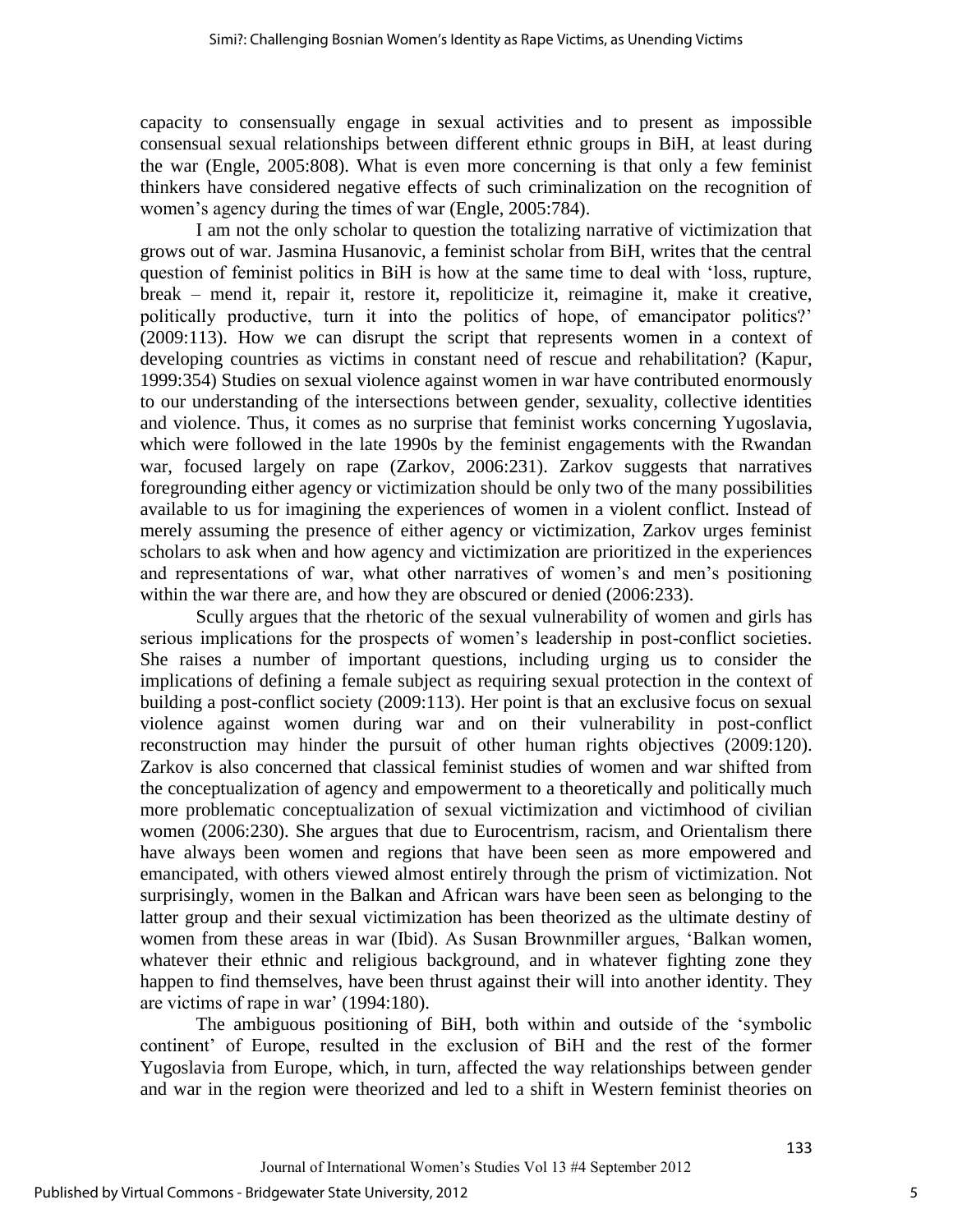capacity to consensually engage in sexual activities and to present as impossible consensual sexual relationships between different ethnic groups in BiH, at least during the war (Engle, 2005:808). What is even more concerning is that only a few feminist thinkers have considered negative effects of such criminalization on the recognition of women's agency during the times of war (Engle, 2005:784).

I am not the only scholar to question the totalizing narrative of victimization that grows out of war. Jasmina Husanovic, a feminist scholar from BiH, writes that the central question of feminist politics in BiH is how at the same time to deal with 'loss, rupture, break – mend it, repair it, restore it, repoliticize it, reimagine it, make it creative, politically productive, turn it into the politics of hope, of emancipator politics?' (2009:113). How we can disrupt the script that represents women in a context of developing countries as victims in constant need of rescue and rehabilitation? (Kapur, 1999:354) Studies on sexual violence against women in war have contributed enormously to our understanding of the intersections between gender, sexuality, collective identities and violence. Thus, it comes as no surprise that feminist works concerning Yugoslavia, which were followed in the late 1990s by the feminist engagements with the Rwandan war, focused largely on rape (Zarkov, 2006:231). Zarkov suggests that narratives foregrounding either agency or victimization should be only two of the many possibilities available to us for imagining the experiences of women in a violent conflict. Instead of merely assuming the presence of either agency or victimization, Zarkov urges feminist scholars to ask when and how agency and victimization are prioritized in the experiences and representations of war, what other narratives of women's and men's positioning within the war there are, and how they are obscured or denied (2006:233).

Scully argues that the rhetoric of the sexual vulnerability of women and girls has serious implications for the prospects of women's leadership in post-conflict societies. She raises a number of important questions, including urging us to consider the implications of defining a female subject as requiring sexual protection in the context of building a post-conflict society (2009:113). Her point is that an exclusive focus on sexual violence against women during war and on their vulnerability in post-conflict reconstruction may hinder the pursuit of other human rights objectives (2009:120). Zarkov is also concerned that classical feminist studies of women and war shifted from the conceptualization of agency and empowerment to a theoretically and politically much more problematic conceptualization of sexual victimization and victimhood of civilian women (2006:230). She argues that due to Eurocentrism, racism, and Orientalism there have always been women and regions that have been seen as more empowered and emancipated, with others viewed almost entirely through the prism of victimization. Not surprisingly, women in the Balkan and African wars have been seen as belonging to the latter group and their sexual victimization has been theorized as the ultimate destiny of women from these areas in war (Ibid). As Susan Brownmiller argues, 'Balkan women, whatever their ethnic and religious background, and in whatever fighting zone they happen to find themselves, have been thrust against their will into another identity. They are victims of rape in war' (1994:180).

The ambiguous positioning of BiH, both within and outside of the 'symbolic continent' of Europe, resulted in the exclusion of BiH and the rest of the former Yugoslavia from Europe, which, in turn, affected the way relationships between gender and war in the region were theorized and led to a shift in Western feminist theories on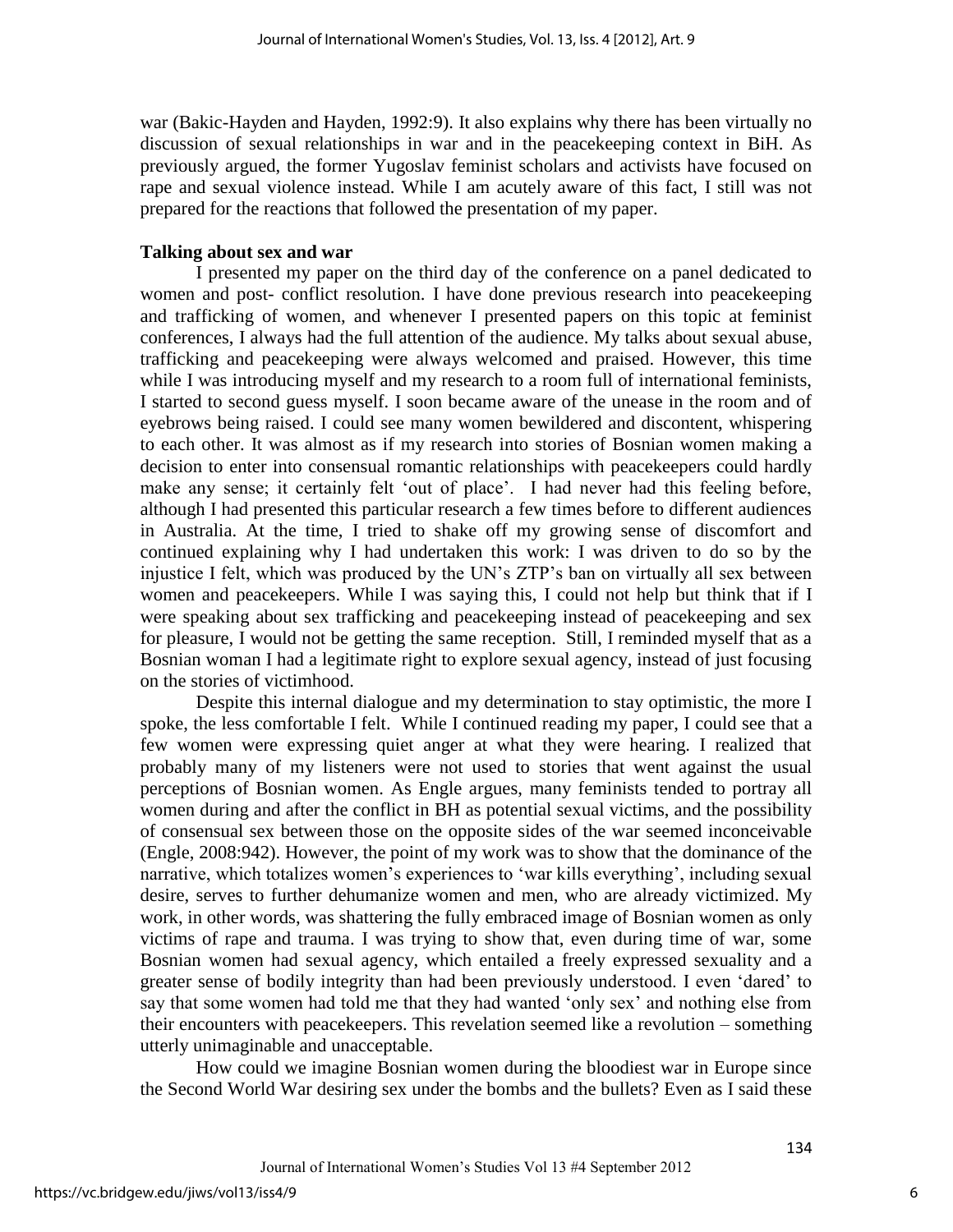war (Bakic-Hayden and Hayden, 1992:9). It also explains why there has been virtually no discussion of sexual relationships in war and in the peacekeeping context in BiH. As previously argued, the former Yugoslav feminist scholars and activists have focused on rape and sexual violence instead. While I am acutely aware of this fact, I still was not prepared for the reactions that followed the presentation of my paper.

**Talking about sex and war**

I presented my paper on the third day of the conference on a panel dedicated to women and post- conflict resolution. I have done previous research into peacekeeping and trafficking of women, and whenever I presented papers on this topic at feminist conferences, I always had the full attention of the audience. My talks about sexual abuse, trafficking and peacekeeping were always welcomed and praised. However, this time while I was introducing myself and my research to a room full of international feminists, I started to second guess myself. I soon became aware of the unease in the room and of eyebrows being raised. I could see many women bewildered and discontent, whispering to each other. It was almost as if my research into stories of Bosnian women making a decision to enter into consensual romantic relationships with peacekeepers could hardly make any sense; it certainly felt 'out of place'. I had never had this feeling before, although I had presented this particular research a few times before to different audiences in Australia. At the time, I tried to shake off my growing sense of discomfort and continued explaining why I had undertaken this work: I was driven to do so by the injustice I felt, which was produced by the UN's ZTP's ban on virtually all sex between women and peacekeepers. While I was saying this, I could not help but think that if I were speaking about sex trafficking and peacekeeping instead of peacekeeping and sex for pleasure, I would not be getting the same reception. Still, I reminded myself that as a Bosnian woman I had a legitimate right to explore sexual agency, instead of just focusing on the stories of victimhood.

Despite this internal dialogue and my determination to stay optimistic, the more I spoke, the less comfortable I felt. While I continued reading my paper, I could see that a few women were expressing quiet anger at what they were hearing. I realized that probably many of my listeners were not used to stories that went against the usual perceptions of Bosnian women. As Engle argues, many feminists tended to portray all women during and after the conflict in BH as potential sexual victims, and the possibility of consensual sex between those on the opposite sides of the war seemed inconceivable (Engle, 2008:942). However, the point of my work was to show that the dominance of the narrative, which totalizes women's experiences to 'war kills everything', including sexual desire, serves to further dehumanize women and men, who are already victimized. My work, in other words, was shattering the fully embraced image of Bosnian women as only victims of rape and trauma. I was trying to show that, even during time of war, some Bosnian women had sexual agency, which entailed a freely expressed sexuality and a greater sense of bodily integrity than had been previously understood. I even 'dared' to say that some women had told me that they had wanted 'only sex' and nothing else from their encounters with peacekeepers. This revelation seemed like a revolution – something utterly unimaginable and unacceptable.

How could we imagine Bosnian women during the bloodiest war in Europe since the Second World War desiring sex under the bombs and the bullets? Even as I said these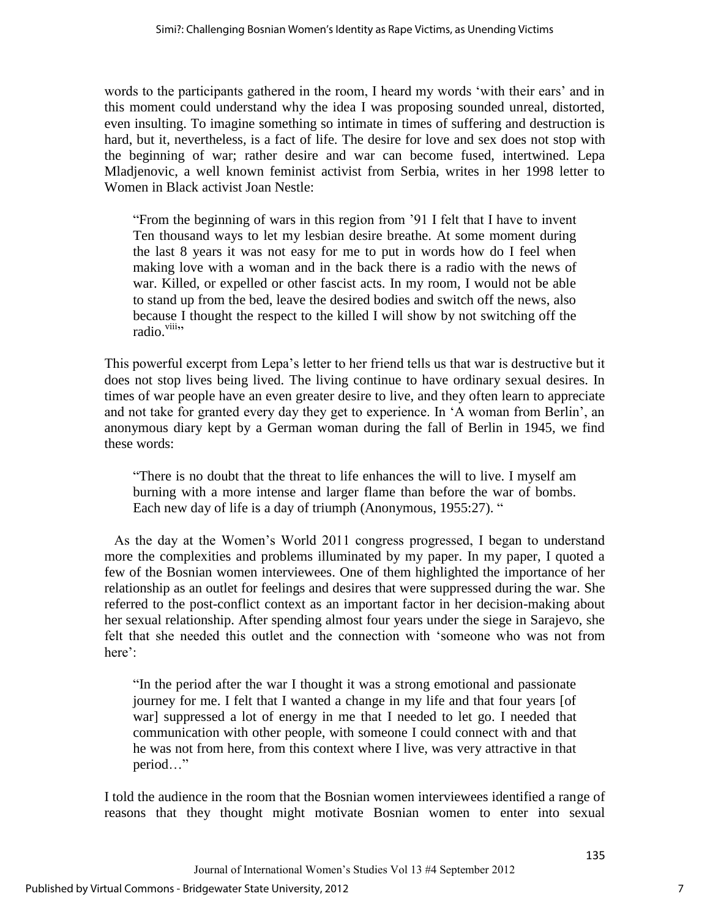words to the participants gathered in the room, I heard my words 'with their ears' and in this moment could understand why the idea I was proposing sounded unreal, distorted, even insulting. To imagine something so intimate in times of suffering and destruction is hard, but it, nevertheless, is a fact of life. The desire for love and sex does not stop with the beginning of war; rather desire and war can become fused, intertwined. Lepa Mladjenovic, a well known feminist activist from Serbia, writes in her 1998 letter to Women in Black activist Joan Nestle:

> "From the beginning of wars in this region from '91 I felt that I have to invent Ten thousand ways to let my lesbian desire breathe. At some moment during the last 8 years it was not easy for me to put in words how do I feel when making love with a woman and in the back there is a radio with the news of war. Killed, or expelled or other fascist acts. In my room, I would not be able to stand up from the bed, leave the desired bodies and switch off the news, also because I thought the respect to the killed I will show by not switching off the radio.[viii]"

This powerful excerpt from Lepa's letter to her friend tells us that war is destructive but it does not stop lives being lived. The living continue to have ordinary sexual desires. In times of war people have an even greater desire to live, and they often learn to appreciate and not take for granted every day they get to experience. In 'A woman from Berlin', an anonymous diary kept by a German woman during the fall of Berlin in 1945, we find these words:

> "There is no doubt that the threat to life enhances the will to live. I myself am burning with a more intense and larger flame than before the war of bombs. Each new day of life is a day of triumph (Anonymous, 1955:27). "

As the day at the Women's World 2011 congress progressed, I began to understand more the complexities and problems illuminated by my paper. In my paper, I quoted a few of the Bosnian women interviewees. One of them highlighted the importance of her relationship as an outlet for feelings and desires that were suppressed during the war. She referred to the post-conflict context as an important factor in her decision-making about her sexual relationship. After spending almost four years under the siege in Sarajevo, she felt that she needed this outlet and the connection with 'someone who was not from here':

> "In the period after the war I thought it was a strong emotional and passionate journey for me. I felt that I wanted a change in my life and that four years [of war] suppressed a lot of energy in me that I needed to let go. I needed that communication with other people, with someone I could connect with and that he was not from here, from this context where I live, was very attractive in that period…"

I told the audience in the room that the Bosnian women interviewees identified a range of reasons that they thought might motivate Bosnian women to enter into sexual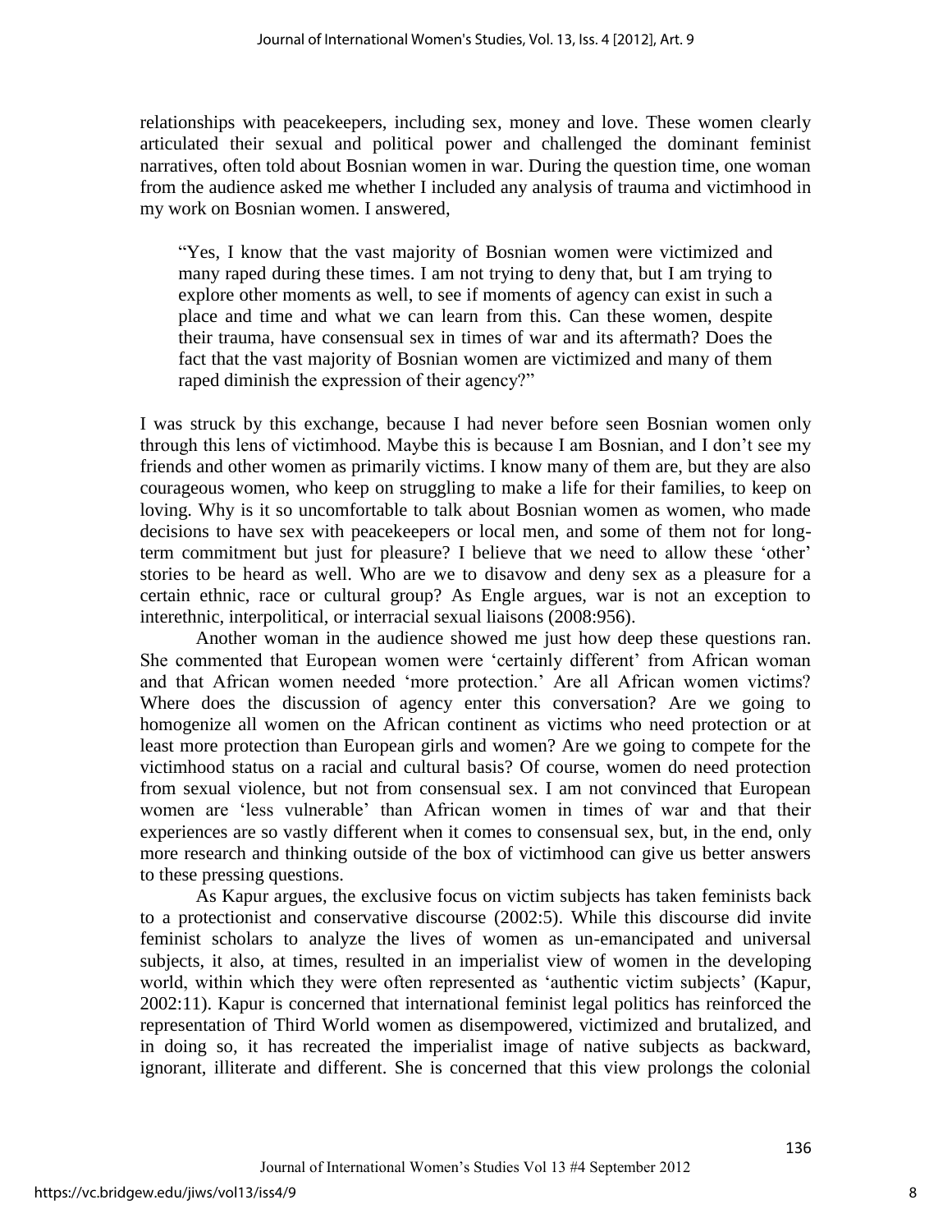relationships with peacekeepers, including sex, money and love. These women clearly articulated their sexual and political power and challenged the dominant feminist narratives, often told about Bosnian women in war. During the question time, one woman from the audience asked me whether I included any analysis of trauma and victimhood in my work on Bosnian women. I answered,

> "Yes, I know that the vast majority of Bosnian women were victimized and many raped during these times. I am not trying to deny that, but I am trying to explore other moments as well, to see if moments of agency can exist in such a place and time and what we can learn from this. Can these women, despite their trauma, have consensual sex in times of war and its aftermath? Does the fact that the vast majority of Bosnian women are victimized and many of them raped diminish the expression of their agency?"

I was struck by this exchange, because I had never before seen Bosnian women only through this lens of victimhood. Maybe this is because I am Bosnian, and I don't see my friends and other women as primarily victims. I know many of them are, but they are also courageous women, who keep on struggling to make a life for their families, to keep on loving. Why is it so uncomfortable to talk about Bosnian women as women, who made decisions to have sex with peacekeepers or local men, and some of them not for long-term commitment but just for pleasure? I believe that we need to allow these 'other' stories to be heard as well. Who are we to disavow and deny sex as a pleasure for a certain ethnic, race or cultural group? As Engle argues, war is not an exception to interethnic, interpolitical, or interracial sexual liaisons (2008:956).

Another woman in the audience showed me just how deep these questions ran. She commented that European women were 'certainly different' from African woman and that African women needed 'more protection.' Are all African women victims? Where does the discussion of agency enter this conversation? Are we going to homogenize all women on the African continent as victims who need protection or at least more protection than European girls and women? Are we going to compete for the victimhood status on a racial and cultural basis? Of course, women do need protection from sexual violence, but not from consensual sex. I am not convinced that European women are 'less vulnerable' than African women in times of war and that their experiences are so vastly different when it comes to consensual sex, but, in the end, only more research and thinking outside of the box of victimhood can give us better answers to these pressing questions.

As Kapur argues, the exclusive focus on victim subjects has taken feminists back to a protectionist and conservative discourse (2002:5). While this discourse did invite feminist scholars to analyze the lives of women as un-emancipated and universal subjects, it also, at times, resulted in an imperialist view of women in the developing world, within which they were often represented as 'authentic victim subjects' (Kapur, 2002:11). Kapur is concerned that international feminist legal politics has reinforced the representation of Third World women as disempowered, victimized and brutalized, and in doing so, it has recreated the imperialist image of native subjects as backward, ignorant, illiterate and different. She is concerned that this view prolongs the colonial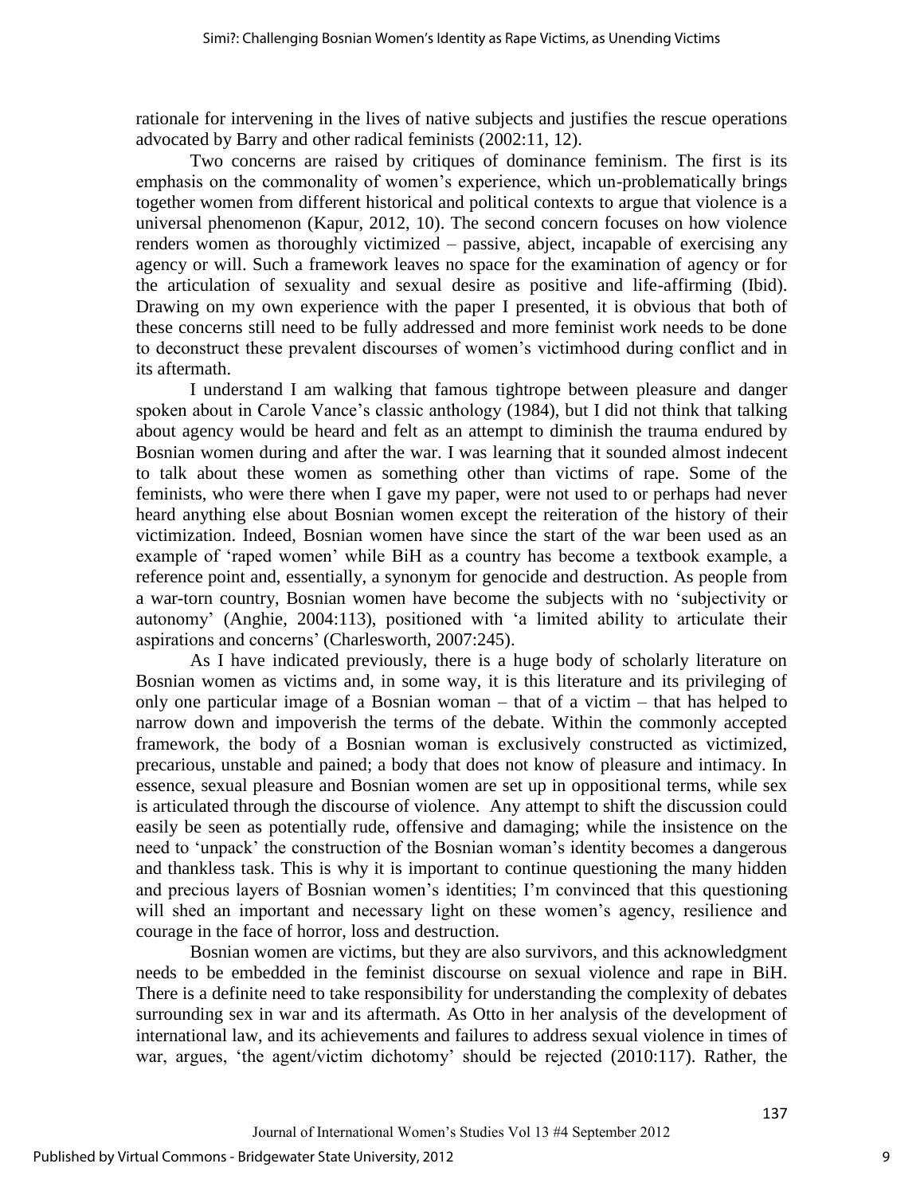rationale for intervening in the lives of native subjects and justifies the rescue operations advocated by Barry and other radical feminists (2002:11, 12).

Two concerns are raised by critiques of dominance feminism. The first is its emphasis on the commonality of women's experience, which un-problematically brings together women from different historical and political contexts to argue that violence is a universal phenomenon (Kapur, 2012, 10). The second concern focuses on how violence renders women as thoroughly victimized – passive, abject, incapable of exercising any agency or will. Such a framework leaves no space for the examination of agency or for the articulation of sexuality and sexual desire as positive and life-affirming (Ibid). Drawing on my own experience with the paper I presented, it is obvious that both of these concerns still need to be fully addressed and more feminist work needs to be done to deconstruct these prevalent discourses of women's victimhood during conflict and in its aftermath.

I understand I am walking that famous tightrope between pleasure and danger spoken about in Carole Vance's classic anthology (1984), but I did not think that talking about agency would be heard and felt as an attempt to diminish the trauma endured by Bosnian women during and after the war. I was learning that it sounded almost indecent to talk about these women as something other than victims of rape. Some of the feminists, who were there when I gave my paper, were not used to or perhaps had never heard anything else about Bosnian women except the reiteration of the history of their victimization. Indeed, Bosnian women have since the start of the war been used as an example of 'raped women' while BiH as a country has become a textbook example, a reference point and, essentially, a synonym for genocide and destruction. As people from a war-torn country, Bosnian women have become the subjects with no 'subjectivity or autonomy' (Anghie, 2004:113), positioned with 'a limited ability to articulate their aspirations and concerns' (Charlesworth, 2007:245).

As I have indicated previously, there is a huge body of scholarly literature on Bosnian women as victims and, in some way, it is this literature and its privileging of only one particular image of a Bosnian woman – that of a victim – that has helped to narrow down and impoverish the terms of the debate. Within the commonly accepted framework, the body of a Bosnian woman is exclusively constructed as victimized, precarious, unstable and pained; a body that does not know of pleasure and intimacy. In essence, sexual pleasure and Bosnian women are set up in oppositional terms, while sex is articulated through the discourse of violence. Any attempt to shift the discussion could easily be seen as potentially rude, offensive and damaging; while the insistence on the need to 'unpack' the construction of the Bosnian woman's identity becomes a dangerous and thankless task. This is why it is important to continue questioning the many hidden and precious layers of Bosnian women's identities; I'm convinced that this questioning will shed an important and necessary light on these women's agency, resilience and courage in the face of horror, loss and destruction.

Bosnian women are victims, but they are also survivors, and this acknowledgment needs to be embedded in the feminist discourse on sexual violence and rape in BiH. There is a definite need to take responsibility for understanding the complexity of debates surrounding sex in war and its aftermath. As Otto in her analysis of the development of international law, and its achievements and failures to address sexual violence in times of war, argues, 'the agent/victim dichotomy' should be rejected (2010:117). Rather, the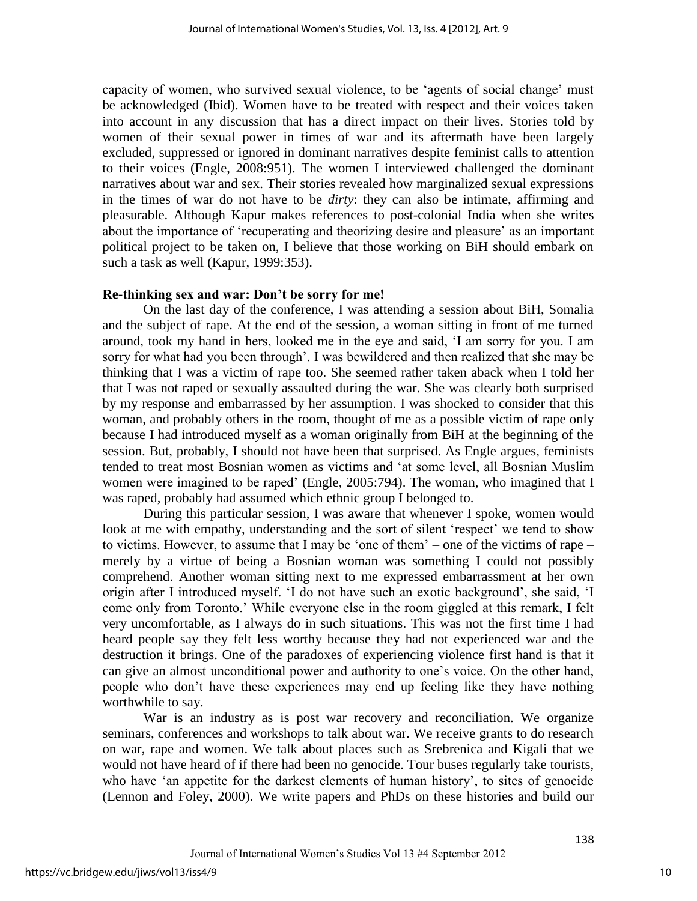capacity of women, who survived sexual violence, to be 'agents of social change' must be acknowledged (Ibid). Women have to be treated with respect and their voices taken into account in any discussion that has a direct impact on their lives. Stories told by women of their sexual power in times of war and its aftermath have been largely excluded, suppressed or ignored in dominant narratives despite feminist calls to attention to their voices (Engle, 2008:951). The women I interviewed challenged the dominant narratives about war and sex. Their stories revealed how marginalized sexual expressions in the times of war do not have to be *dirty*: they can also be intimate, affirming and pleasurable. Although Kapur makes references to post-colonial India when she writes about the importance of 'recuperating and theorizing desire and pleasure' as an important political project to be taken on, I believe that those working on BiH should embark on such a task as well (Kapur, 1999:353).

**Re-thinking sex and war: Don't be sorry for me!**

On the last day of the conference, I was attending a session about BiH, Somalia and the subject of rape. At the end of the session, a woman sitting in front of me turned around, took my hand in hers, looked me in the eye and said, 'I am sorry for you. I am sorry for what had you been through'. I was bewildered and then realized that she may be thinking that I was a victim of rape too. She seemed rather taken aback when I told her that I was not raped or sexually assaulted during the war. She was clearly both surprised by my response and embarrassed by her assumption. I was shocked to consider that this woman, and probably others in the room, thought of me as a possible victim of rape only because I had introduced myself as a woman originally from BiH at the beginning of the session. But, probably, I should not have been that surprised. As Engle argues, feminists tended to treat most Bosnian women as victims and 'at some level, all Bosnian Muslim women were imagined to be raped' (Engle, 2005:794). The woman, who imagined that I was raped, probably had assumed which ethnic group I belonged to.

During this particular session, I was aware that whenever I spoke, women would look at me with empathy, understanding and the sort of silent 'respect' we tend to show to victims. However, to assume that I may be 'one of them' – one of the victims of rape – merely by a virtue of being a Bosnian woman was something I could not possibly comprehend. Another woman sitting next to me expressed embarrassment at her own origin after I introduced myself. 'I do not have such an exotic background', she said, 'I come only from Toronto.' While everyone else in the room giggled at this remark, I felt very uncomfortable, as I always do in such situations. This was not the first time I had heard people say they felt less worthy because they had not experienced war and the destruction it brings. One of the paradoxes of experiencing violence first hand is that it can give an almost unconditional power and authority to one's voice. On the other hand, people who don't have these experiences may end up feeling like they have nothing worthwhile to say.

War is an industry as is post war recovery and reconciliation. We organize seminars, conferences and workshops to talk about war. We receive grants to do research on war, rape and women. We talk about places such as Srebrenica and Kigali that we would not have heard of if there had been no genocide. Tour buses regularly take tourists, who have 'an appetite for the darkest elements of human history', to sites of genocide (Lennon and Foley, 2000). We write papers and PhDs on these histories and build our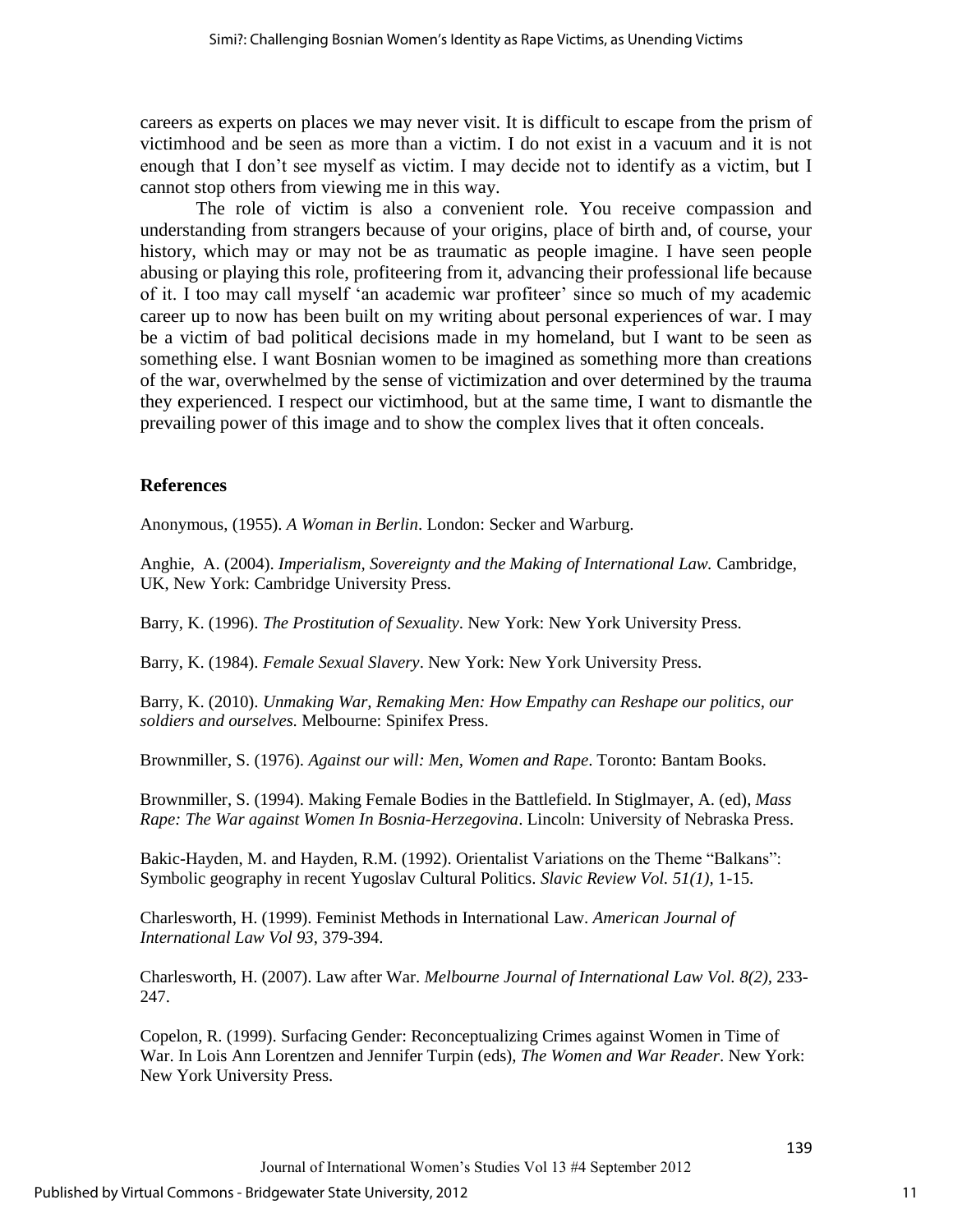careers as experts on places we may never visit. It is difficult to escape from the prism of victimhood and be seen as more than a victim. I do not exist in a vacuum and it is not enough that I don't see myself as victim. I may decide not to identify as a victim, but I cannot stop others from viewing me in this way.

The role of victim is also a convenient role. You receive compassion and understanding from strangers because of your origins, place of birth and, of course, your history, which may or may not be as traumatic as people imagine. I have seen people abusing or playing this role, profiteering from it, advancing their professional life because of it. I too may call myself 'an academic war profiteer' since so much of my academic career up to now has been built on my writing about personal experiences of war. I may be a victim of bad political decisions made in my homeland, but I want to be seen as something else. I want Bosnian women to be imagined as something more than creations of the war, overwhelmed by the sense of victimization and over determined by the trauma they experienced. I respect our victimhood, but at the same time, I want to dismantle the prevailing power of this image and to show the complex lives that it often conceals.

## References

Anonymous, (1955). *A Woman in Berlin*. London: Secker and Warburg.

Anghie, A. (2004). *Imperialism, Sovereignty and the Making of International Law.* Cambridge, UK, New York: Cambridge University Press.

Barry, K. (1996). *The Prostitution of Sexuality*. New York: New York University Press.

Barry, K. (1984). *Female Sexual Slavery*. New York: New York University Press.

Barry, K. (2010). *Unmaking War, Remaking Men: How Empathy can Reshape our politics, our soldiers and ourselves.* Melbourne: Spinifex Press.

Brownmiller, S. (1976). *Against our will: Men, Women and Rape*. Toronto: Bantam Books.

Brownmiller, S. (1994). Making Female Bodies in the Battlefield. In Stiglmayer, A. (ed), *Mass Rape: The War against Women In Bosnia-Herzegovina*. Lincoln: University of Nebraska Press.

Bakic-Hayden, M. and Hayden, R.M. (1992). Orientalist Variations on the Theme "Balkans": Symbolic geography in recent Yugoslav Cultural Politics. *Slavic Review Vol. 51(1),* 1-15.

Charlesworth, H. (1999). Feminist Methods in International Law. *American Journal of International Law Vol 93*, 379-394.

Charlesworth, H. (2007). Law after War. *Melbourne Journal of International Law Vol. 8(2),* 233-247.

Copelon, R. (1999). Surfacing Gender: Reconceptualizing Crimes against Women in Time of War. In Lois Ann Lorentzen and Jennifer Turpin (eds), *The Women and War Reader*. New York: New York University Press.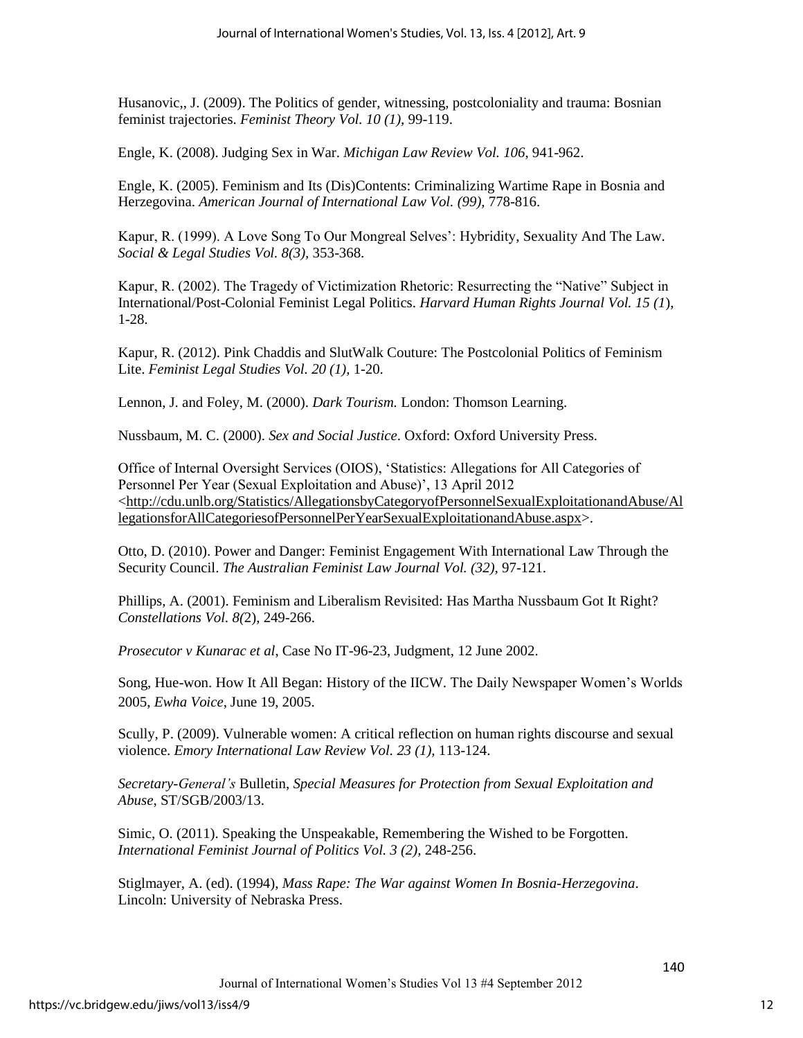Husanovic,, J. (2009). The Politics of gender, witnessing, postcoloniality and trauma: Bosnian feminist trajectories. *Feminist Theory Vol. 10 (1),* 99-119.

Engle, K. (2008). Judging Sex in War. *Michigan Law Review Vol. 106*, 941-962.

Engle, K. (2005). Feminism and Its (Dis)Contents: Criminalizing Wartime Rape in Bosnia and Herzegovina. *American Journal of International Law Vol. (99),* 778-816.

Kapur, R. (1999). A Love Song To Our Mongreal Selves': Hybridity, Sexuality And The Law. *Social & Legal Studies Vol. 8(3),* 353-368.

Kapur, R. (2002). The Tragedy of Victimization Rhetoric: Resurrecting the "Native" Subject in International/Post-Colonial Feminist Legal Politics. *Harvard Human Rights Journal Vol. 15 (1*), 1-28.

Kapur, R. (2012). Pink Chaddis and SlutWalk Couture: The Postcolonial Politics of Feminism Lite. *Feminist Legal Studies Vol. 20 (1),* 1-20.

Lennon, J. and Foley, M. (2000). *Dark Tourism.* London: Thomson Learning.

Nussbaum, M. C. (2000). *Sex and Social Justice*. Oxford: Oxford University Press.

Office of Internal Oversight Services (OIOS), 'Statistics: Allegations for All Categories of Personnel Per Year (Sexual Exploitation and Abuse)', 13 April 2012 <http://cdu.unlb.org/Statistics/AllegationsbyCategoryofPersonnelSexualExploitationandAbuse/AllegationsforAllCategoriesofPersonnelPerYearSexualExploitationandAbuse.aspx>.

Otto, D. (2010). Power and Danger: Feminist Engagement With International Law Through the Security Council. *The Australian Feminist Law Journal Vol. (32),* 97-121.

Phillips, A. (2001). Feminism and Liberalism Revisited: Has Martha Nussbaum Got It Right? *Constellations Vol. 8(*2), 249-266.

*Prosecutor v Kunarac et al*, Case No IT-96-23, Judgment, 12 June 2002.

Song, Hue-won. How It All Began: History of the IICW. The Daily Newspaper Women's Worlds 2005, *Ewha Voice*, June 19, 2005.

Scully, P. (2009). Vulnerable women: A critical reflection on human rights discourse and sexual violence. *Emory International Law Review Vol. 23 (1),* 113-124.

*Secretary-General's* Bulletin, *Special Measures for Protection from Sexual Exploitation and Abuse*, ST/SGB/2003/13.

Simic, O. (2011). Speaking the Unspeakable, Remembering the Wished to be Forgotten. *International Feminist Journal of Politics Vol. 3 (2),* 248-256.

Stiglmayer, A. (ed). (1994), *Mass Rape: The War against Women In Bosnia-Herzegovina*. Lincoln: University of Nebraska Press.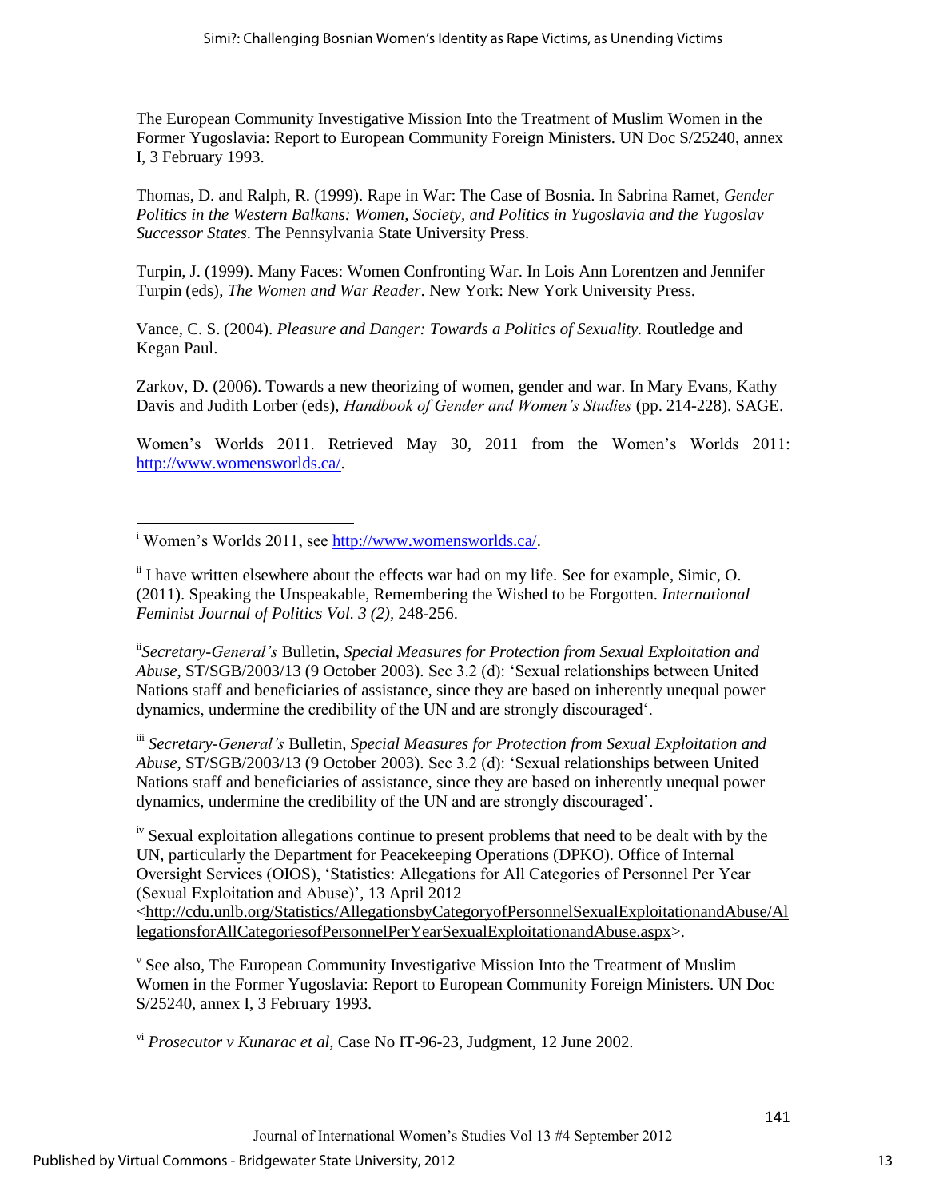The European Community Investigative Mission Into the Treatment of Muslim Women in the Former Yugoslavia: Report to European Community Foreign Ministers. UN Doc S/25240, annex I, 3 February 1993.

Thomas, D. and Ralph, R. (1999). Rape in War: The Case of Bosnia. In Sabrina Ramet, *Gender Politics in the Western Balkans: Women, Society, and Politics in Yugoslavia and the Yugoslav Successor States*. The Pennsylvania State University Press.

Turpin, J. (1999). Many Faces: Women Confronting War. In Lois Ann Lorentzen and Jennifer Turpin (eds), *The Women and War Reader*. New York: New York University Press.

Vance, C. S. (2004). *Pleasure and Danger: Towards a Politics of Sexuality.* Routledge and Kegan Paul.

Zarkov, D. (2006). Towards a new theorizing of women, gender and war. In Mary Evans, Kathy Davis and Judith Lorber (eds), *Handbook of Gender and Women's Studies* (pp. 214-228). SAGE.

Women's Worlds 2011. Retrieved May 30, 2011 from the Women's Worlds 2011: http://www.womensworlds.ca/.

---

[i] Women's Worlds 2011, see http://www.womensworlds.ca/.

[ii] I have written elsewhere about the effects war had on my life. See for example, Simic, O. (2011). Speaking the Unspeakable, Remembering the Wished to be Forgotten. *International Feminist Journal of Politics Vol. 3 (2),* 248-256.

[ii] *Secretary-General's* Bulletin, *Special Measures for Protection from Sexual Exploitation and Abuse*, ST/SGB/2003/13 (9 October 2003). Sec 3.2 (d): 'Sexual relationships between United Nations staff and beneficiaries of assistance, since they are based on inherently unequal power dynamics, undermine the credibility of the UN and are strongly discouraged'.

[iii] *Secretary-General's* Bulletin, *Special Measures for Protection from Sexual Exploitation and Abuse*, ST/SGB/2003/13 (9 October 2003). Sec 3.2 (d): 'Sexual relationships between United Nations staff and beneficiaries of assistance, since they are based on inherently unequal power dynamics, undermine the credibility of the UN and are strongly discouraged'.

[iv] Sexual exploitation allegations continue to present problems that need to be dealt with by the UN, particularly the Department for Peacekeeping Operations (DPKO). Office of Internal Oversight Services (OIOS), 'Statistics: Allegations for All Categories of Personnel Per Year (Sexual Exploitation and Abuse)', 13 April 2012 <http://cdu.unlb.org/Statistics/AllegationsbyCategoryofPersonnelSexualExploitationandAbuse/AllegationsforAllCategoriesofPersonnelPerYearSexualExploitationandAbuse.aspx>.

[v] See also, The European Community Investigative Mission Into the Treatment of Muslim Women in the Former Yugoslavia: Report to European Community Foreign Ministers. UN Doc S/25240, annex I, 3 February 1993.

[vi] *Prosecutor v Kunarac et al*, Case No IT-96-23, Judgment, 12 June 2002.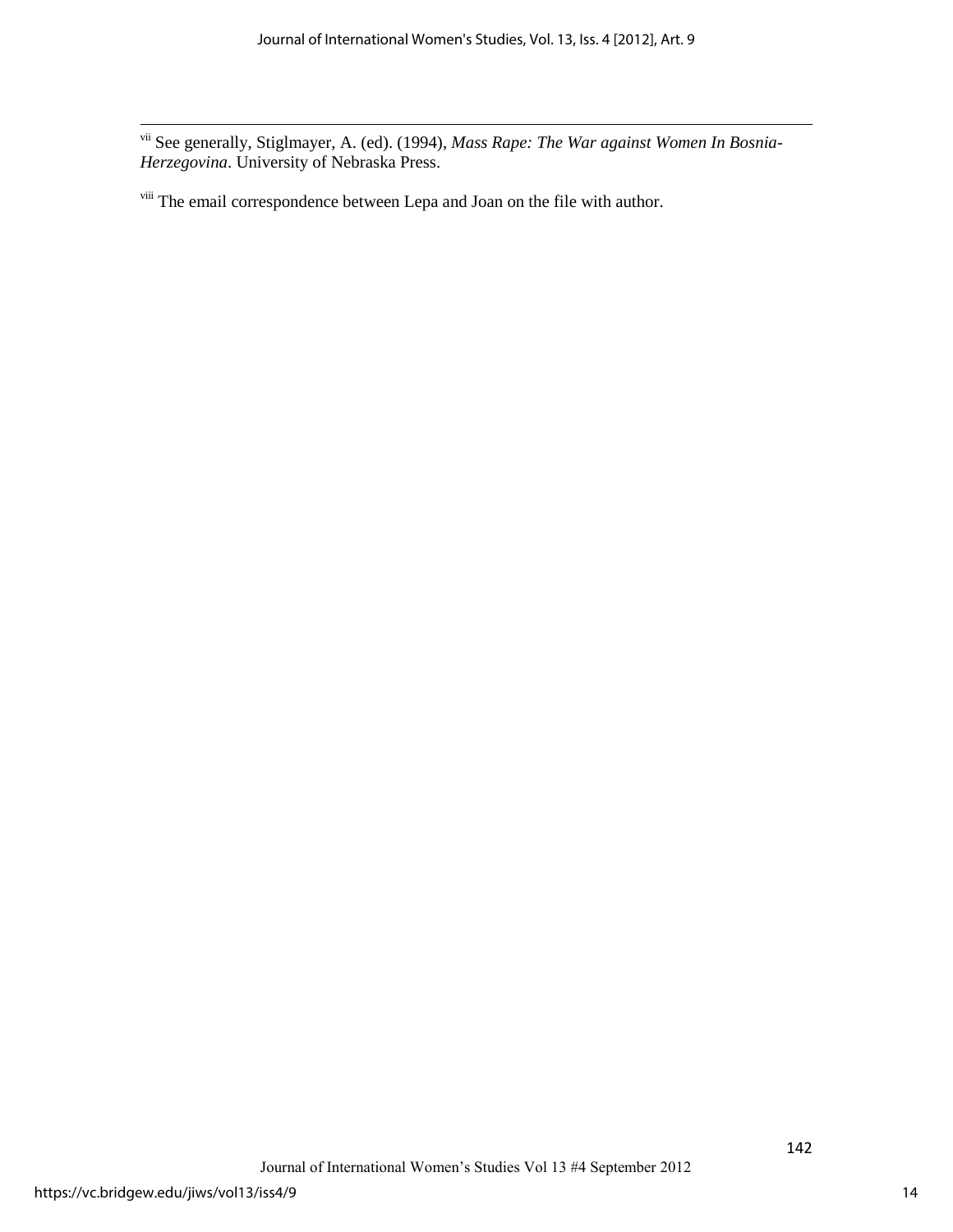[vii] See generally, Stiglmayer, A. (ed). (1994), *Mass Rape: The War against Women In Bosnia-Herzegovina*. University of Nebraska Press.

[viii] The email correspondence between Lepa and Joan on the file with author.